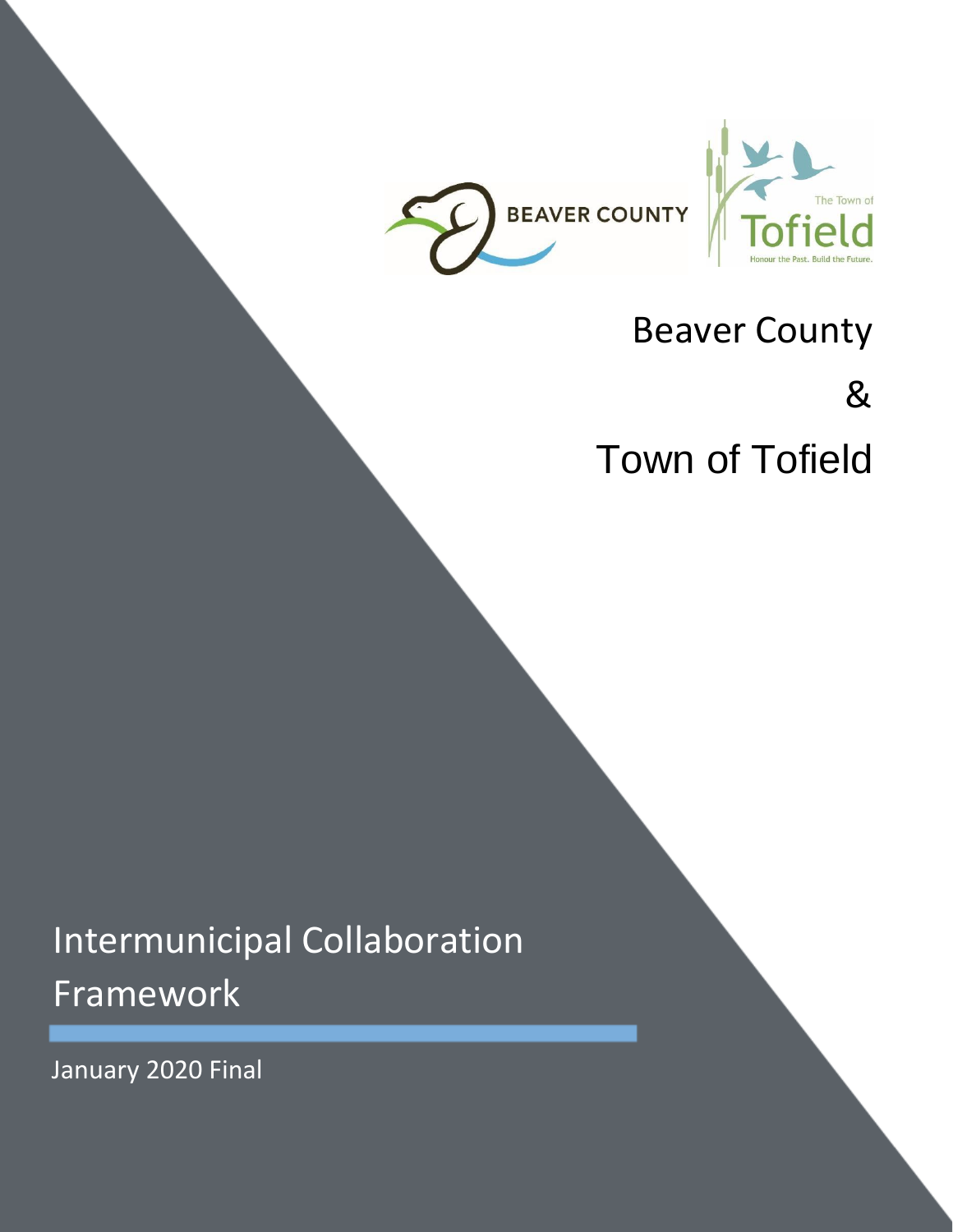Beaver County

&

Town of Tofield

# Intermunicipal Collaboration Framework

January 2020 Final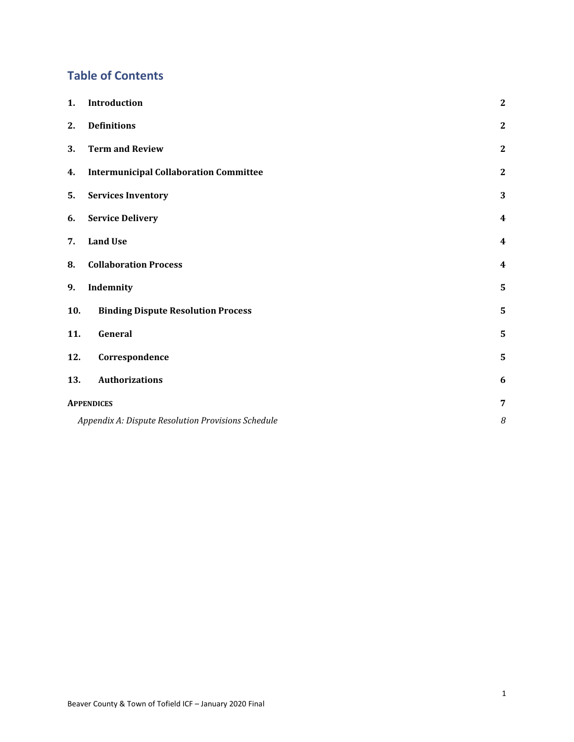## Table of Contents

| | | |
|---|---|---|
| **1.** | **Introduction** | **2** |
| **2.** | **Definitions** | **2** |
| **3.** | **Term and Review** | **2** |
| **4.** | **Intermunicipal Collaboration Committee** | **2** |
| **5.** | **Services Inventory** | **3** |
| **6.** | **Service Delivery** | **4** |
| **7.** | **Land Use** | **4** |
| **8.** | **Collaboration Process** | **4** |
| **9.** | **Indemnity** | **5** |
| **10.** | **Binding Dispute Resolution Process** | **5** |
| **11.** | **General** | **5** |
| **12.** | **Correspondence** | **5** |
| **13.** | **Authorizations** | **6** |
| **APPENDICES** | | **7** |
| | *Appendix A: Dispute Resolution Provisions Schedule* | *8* |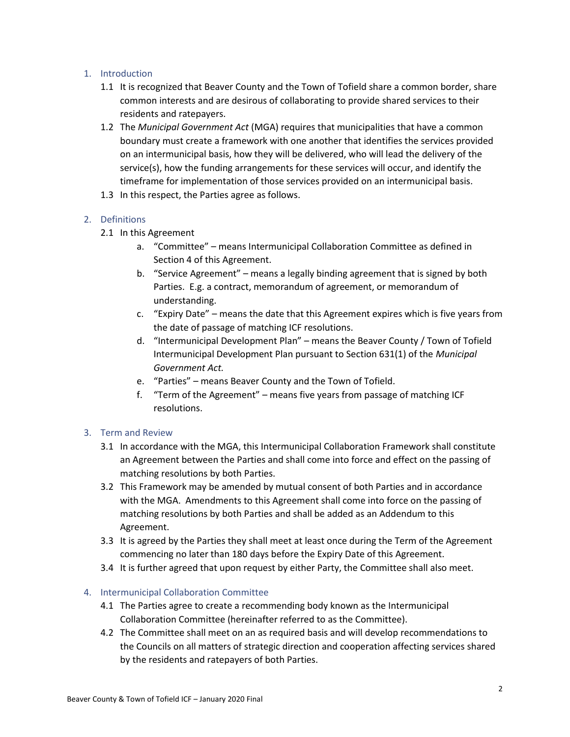## 1. Introduction

1.1 It is recognized that Beaver County and the Town of Tofield share a common border, share common interests and are desirous of collaborating to provide shared services to their residents and ratepayers.

1.2 The *Municipal Government Act* (MGA) requires that municipalities that have a common boundary must create a framework with one another that identifies the services provided on an intermunicipal basis, how they will be delivered, who will lead the delivery of the service(s), how the funding arrangements for these services will occur, and identify the timeframe for implementation of those services provided on an intermunicipal basis.

1.3 In this respect, the Parties agree as follows.

## 2. Definitions

2.1 In this Agreement

a. "Committee" – means Intermunicipal Collaboration Committee as defined in Section 4 of this Agreement.

b. "Service Agreement" – means a legally binding agreement that is signed by both Parties. E.g. a contract, memorandum of agreement, or memorandum of understanding.

c. "Expiry Date" – means the date that this Agreement expires which is five years from the date of passage of matching ICF resolutions.

d. "Intermunicipal Development Plan" – means the Beaver County / Town of Tofield Intermunicipal Development Plan pursuant to Section 631(1) of the *Municipal Government Act.*

e. "Parties" – means Beaver County and the Town of Tofield.

f. "Term of the Agreement" – means five years from passage of matching ICF resolutions.

## 3. Term and Review

3.1 In accordance with the MGA, this Intermunicipal Collaboration Framework shall constitute an Agreement between the Parties and shall come into force and effect on the passing of matching resolutions by both Parties.

3.2 This Framework may be amended by mutual consent of both Parties and in accordance with the MGA. Amendments to this Agreement shall come into force on the passing of matching resolutions by both Parties and shall be added as an Addendum to this Agreement.

3.3 It is agreed by the Parties they shall meet at least once during the Term of the Agreement commencing no later than 180 days before the Expiry Date of this Agreement.

3.4 It is further agreed that upon request by either Party, the Committee shall also meet.

## 4. Intermunicipal Collaboration Committee

4.1 The Parties agree to create a recommending body known as the Intermunicipal Collaboration Committee (hereinafter referred to as the Committee).

4.2 The Committee shall meet on an as required basis and will develop recommendations to the Councils on all matters of strategic direction and cooperation affecting services shared by the residents and ratepayers of both Parties.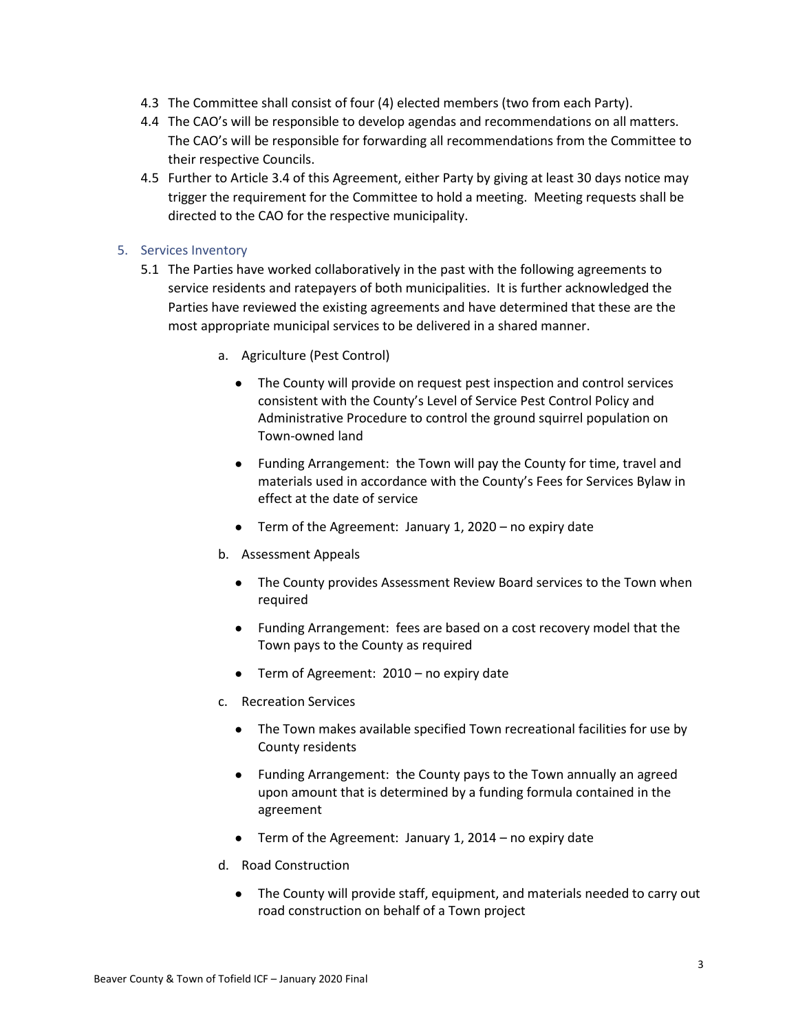4.3 The Committee shall consist of four (4) elected members (two from each Party).

4.4 The CAO's will be responsible to develop agendas and recommendations on all matters. The CAO's will be responsible for forwarding all recommendations from the Committee to their respective Councils.

4.5 Further to Article 3.4 of this Agreement, either Party by giving at least 30 days notice may trigger the requirement for the Committee to hold a meeting. Meeting requests shall be directed to the CAO for the respective municipality.

## 5. Services Inventory

5.1 The Parties have worked collaboratively in the past with the following agreements to service residents and ratepayers of both municipalities. It is further acknowledged the Parties have reviewed the existing agreements and have determined that these are the most appropriate municipal services to be delivered in a shared manner.

a. Agriculture (Pest Control)

- The County will provide on request pest inspection and control services consistent with the County's Level of Service Pest Control Policy and Administrative Procedure to control the ground squirrel population on Town-owned land
- Funding Arrangement: the Town will pay the County for time, travel and materials used in accordance with the County's Fees for Services Bylaw in effect at the date of service
- Term of the Agreement: January 1, 2020 – no expiry date

b. Assessment Appeals

- The County provides Assessment Review Board services to the Town when required
- Funding Arrangement: fees are based on a cost recovery model that the Town pays to the County as required
- Term of Agreement: 2010 – no expiry date

c. Recreation Services

- The Town makes available specified Town recreational facilities for use by County residents
- Funding Arrangement: the County pays to the Town annually an agreed upon amount that is determined by a funding formula contained in the agreement
- Term of the Agreement: January 1, 2014 – no expiry date

d. Road Construction

- The County will provide staff, equipment, and materials needed to carry out road construction on behalf of a Town project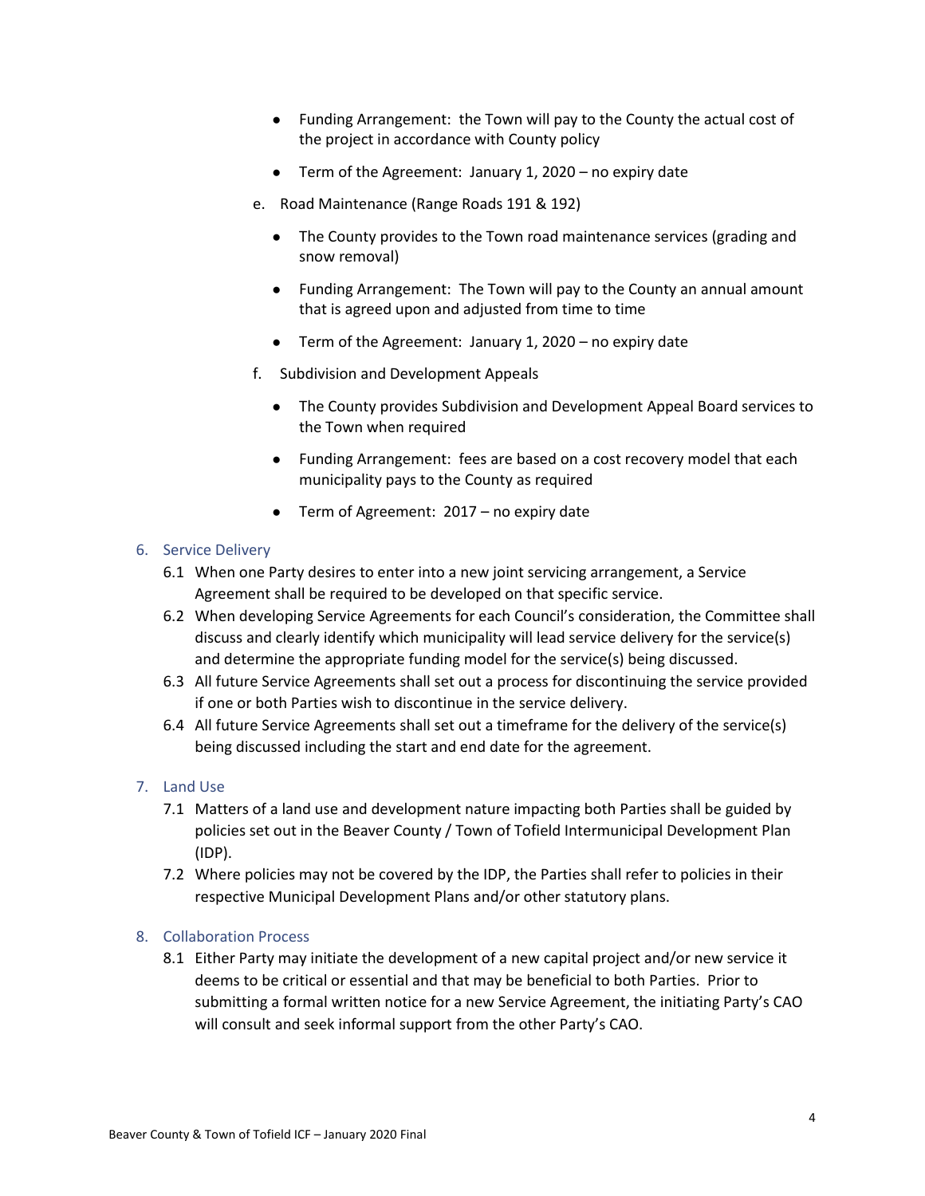- Funding Arrangement: the Town will pay to the County the actual cost of the project in accordance with County policy
- Term of the Agreement: January 1, 2020 – no expiry date

e. Road Maintenance (Range Roads 191 & 192)

- The County provides to the Town road maintenance services (grading and snow removal)
- Funding Arrangement: The Town will pay to the County an annual amount that is agreed upon and adjusted from time to time
- Term of the Agreement: January 1, 2020 – no expiry date

f. Subdivision and Development Appeals

- The County provides Subdivision and Development Appeal Board services to the Town when required
- Funding Arrangement: fees are based on a cost recovery model that each municipality pays to the County as required
- Term of Agreement: 2017 – no expiry date

## 6. Service Delivery

6.1 When one Party desires to enter into a new joint servicing arrangement, a Service Agreement shall be required to be developed on that specific service.

6.2 When developing Service Agreements for each Council's consideration, the Committee shall discuss and clearly identify which municipality will lead service delivery for the service(s) and determine the appropriate funding model for the service(s) being discussed.

6.3 All future Service Agreements shall set out a process for discontinuing the service provided if one or both Parties wish to discontinue in the service delivery.

6.4 All future Service Agreements shall set out a timeframe for the delivery of the service(s) being discussed including the start and end date for the agreement.

## 7. Land Use

7.1 Matters of a land use and development nature impacting both Parties shall be guided by policies set out in the Beaver County / Town of Tofield Intermunicipal Development Plan (IDP).

7.2 Where policies may not be covered by the IDP, the Parties shall refer to policies in their respective Municipal Development Plans and/or other statutory plans.

## 8. Collaboration Process

8.1 Either Party may initiate the development of a new capital project and/or new service it deems to be critical or essential and that may be beneficial to both Parties. Prior to submitting a formal written notice for a new Service Agreement, the initiating Party's CAO will consult and seek informal support from the other Party's CAO.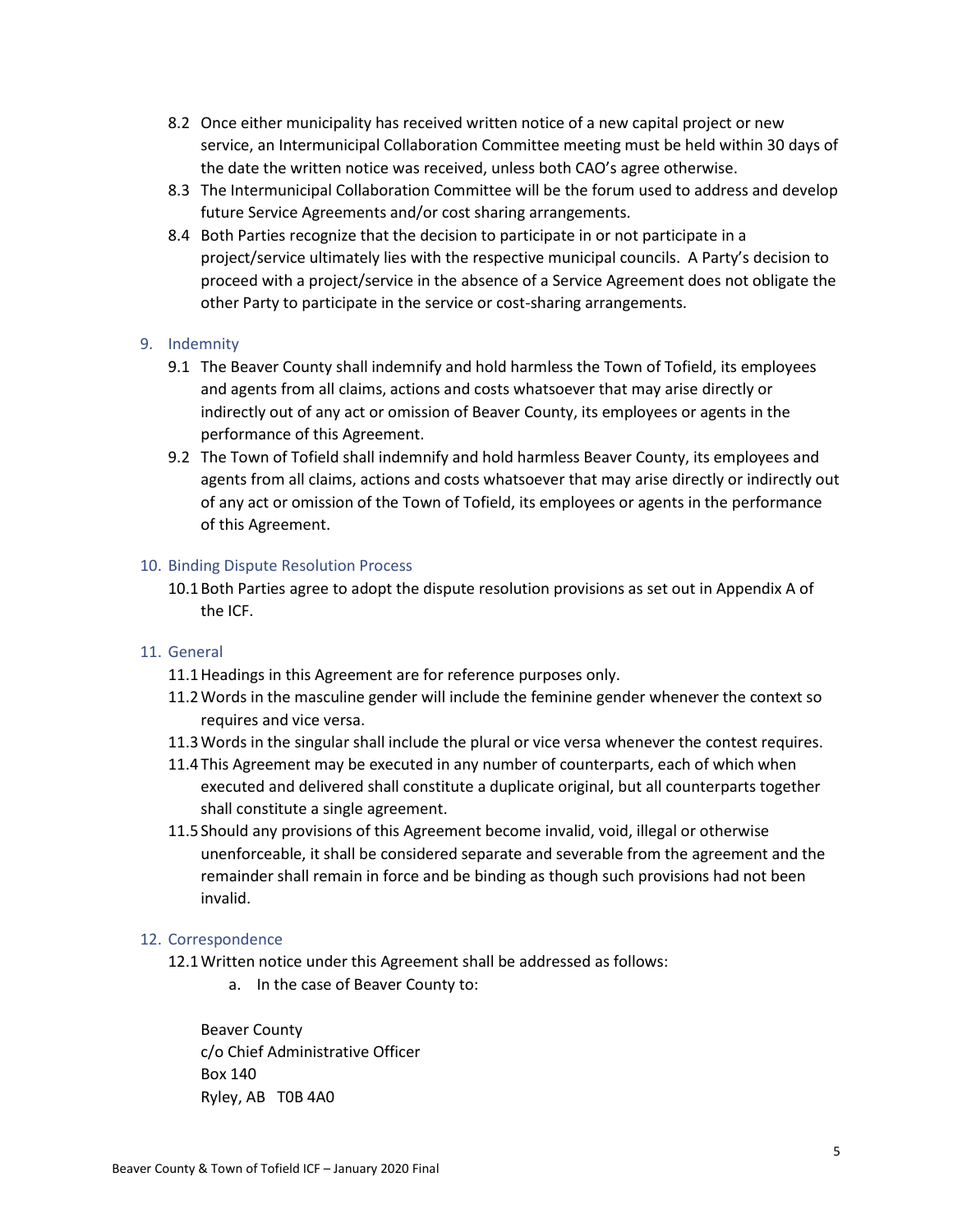8.2 Once either municipality has received written notice of a new capital project or new service, an Intermunicipal Collaboration Committee meeting must be held within 30 days of the date the written notice was received, unless both CAO's agree otherwise.

8.3 The Intermunicipal Collaboration Committee will be the forum used to address and develop future Service Agreements and/or cost sharing arrangements.

8.4 Both Parties recognize that the decision to participate in or not participate in a project/service ultimately lies with the respective municipal councils. A Party's decision to proceed with a project/service in the absence of a Service Agreement does not obligate the other Party to participate in the service or cost-sharing arrangements.

## 9. Indemnity

9.1 The Beaver County shall indemnify and hold harmless the Town of Tofield, its employees and agents from all claims, actions and costs whatsoever that may arise directly or indirectly out of any act or omission of Beaver County, its employees or agents in the performance of this Agreement.

9.2 The Town of Tofield shall indemnify and hold harmless Beaver County, its employees and agents from all claims, actions and costs whatsoever that may arise directly or indirectly out of any act or omission of the Town of Tofield, its employees or agents in the performance of this Agreement.

## 10. Binding Dispute Resolution Process

10.1 Both Parties agree to adopt the dispute resolution provisions as set out in Appendix A of the ICF.

## 11. General

11.1 Headings in this Agreement are for reference purposes only.

11.2 Words in the masculine gender will include the feminine gender whenever the context so requires and vice versa.

11.3 Words in the singular shall include the plural or vice versa whenever the contest requires.

11.4 This Agreement may be executed in any number of counterparts, each of which when executed and delivered shall constitute a duplicate original, but all counterparts together shall constitute a single agreement.

11.5 Should any provisions of this Agreement become invalid, void, illegal or otherwise unenforceable, it shall be considered separate and severable from the agreement and the remainder shall remain in force and be binding as though such provisions had not been invalid.

## 12. Correspondence

12.1 Written notice under this Agreement shall be addressed as follows:

a. In the case of Beaver County to:

Beaver County
c/o Chief Administrative Officer
Box 140
Ryley, AB T0B 4A0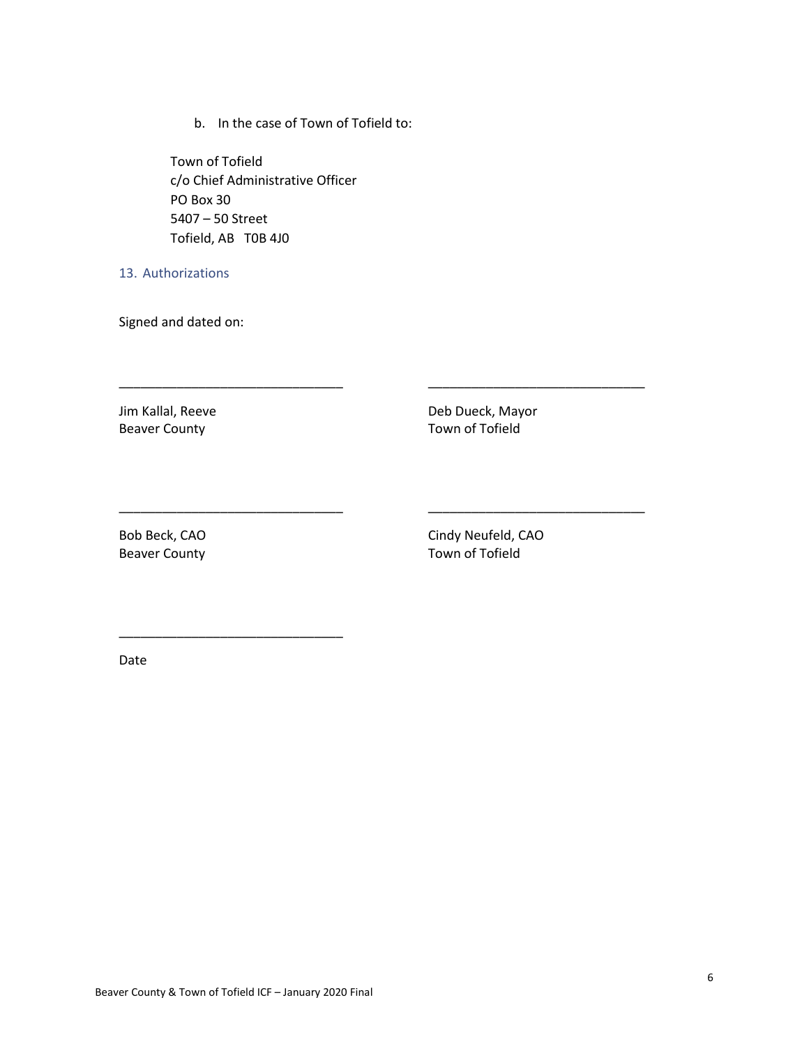b. In the case of Town of Tofield to:

Town of Tofield
c/o Chief Administrative Officer
PO Box 30
5407 – 50 Street
Tofield, AB   T0B 4J0

## 13. Authorizations

Signed and dated on:

_______________________________

Jim Kallal, Reeve
Beaver County

_______________________________

Deb Dueck, Mayor
Town of Tofield

_______________________________

Bob Beck, CAO
Beaver County

_______________________________

Cindy Neufeld, CAO
Town of Tofield

_______________________________

Date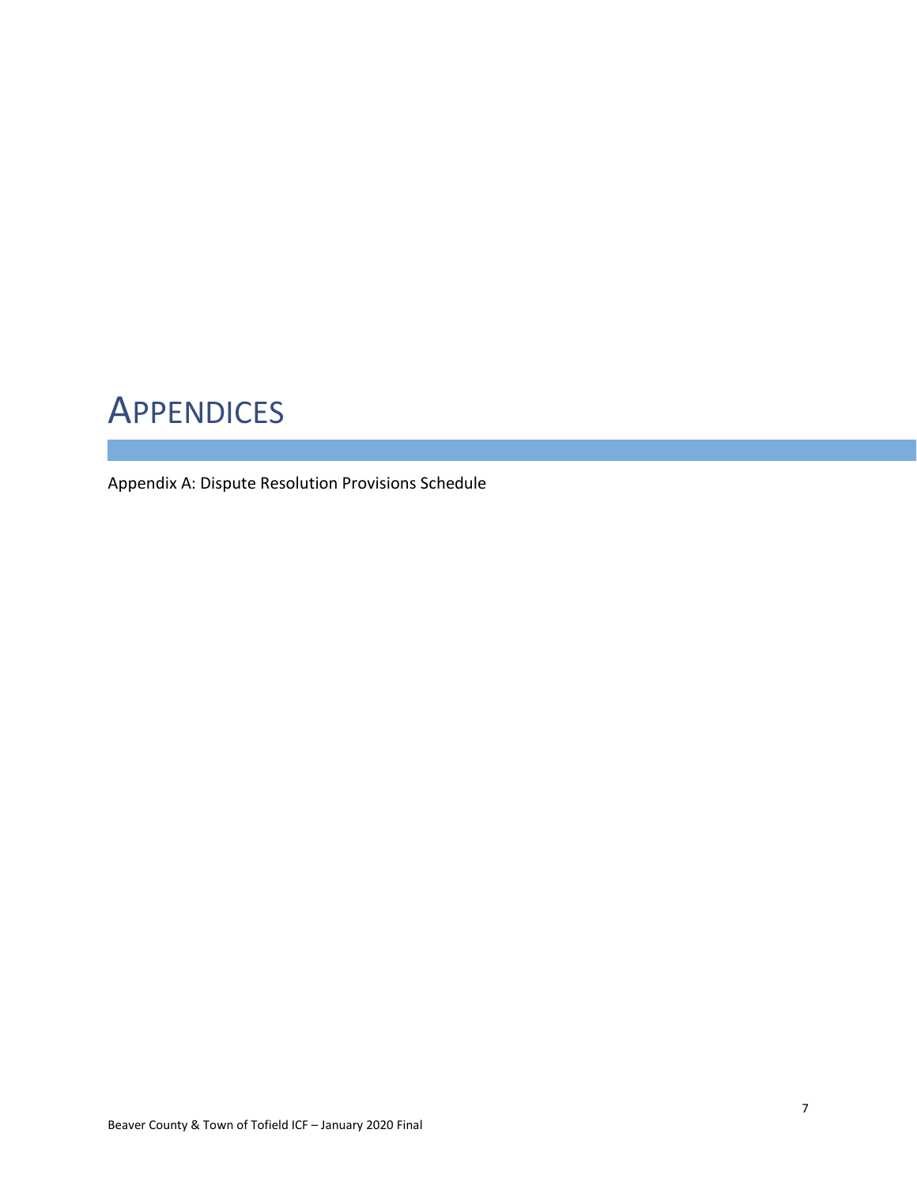# APPENDICES

Appendix A: Dispute Resolution Provisions Schedule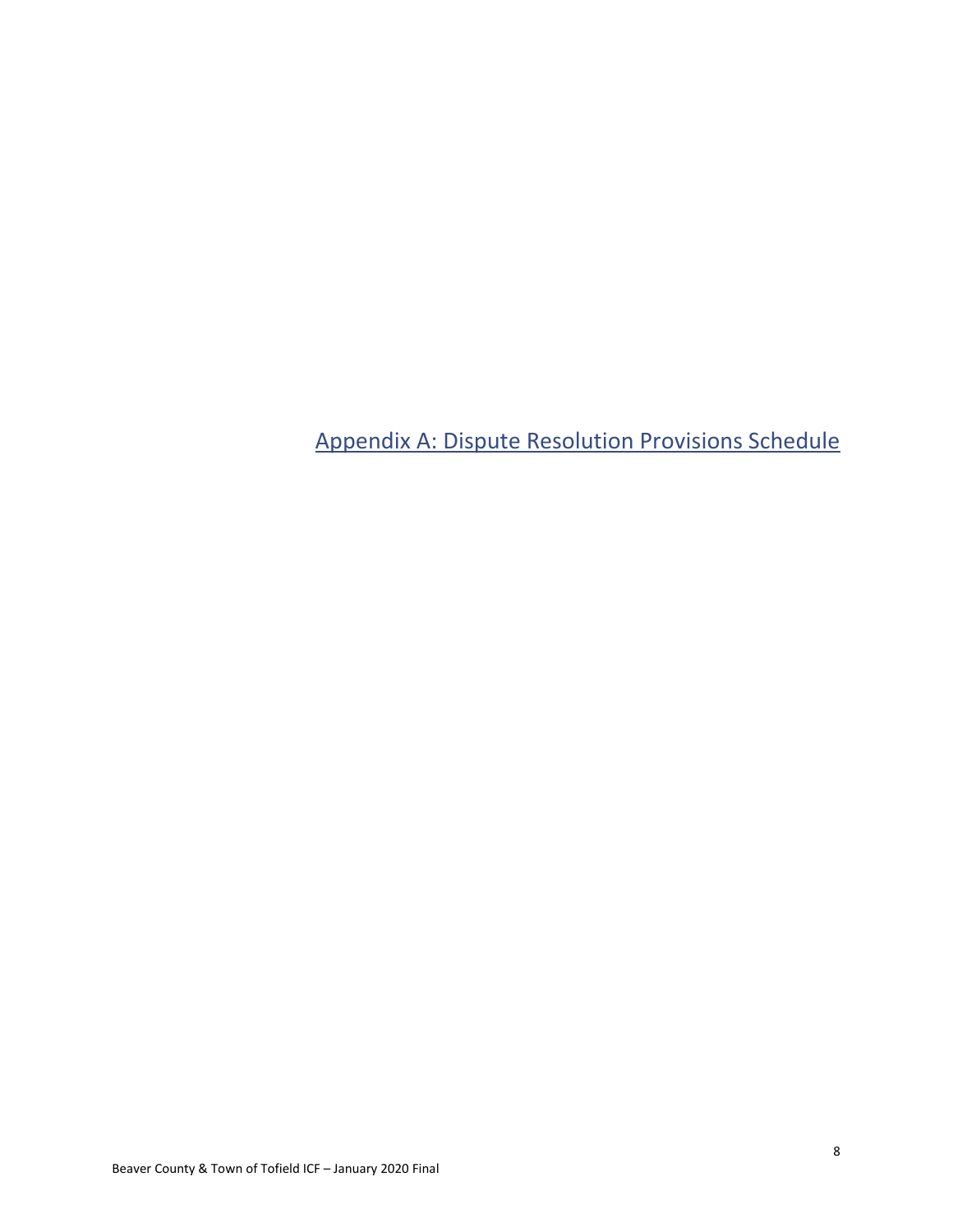# Appendix A: Dispute Resolution Provisions Schedule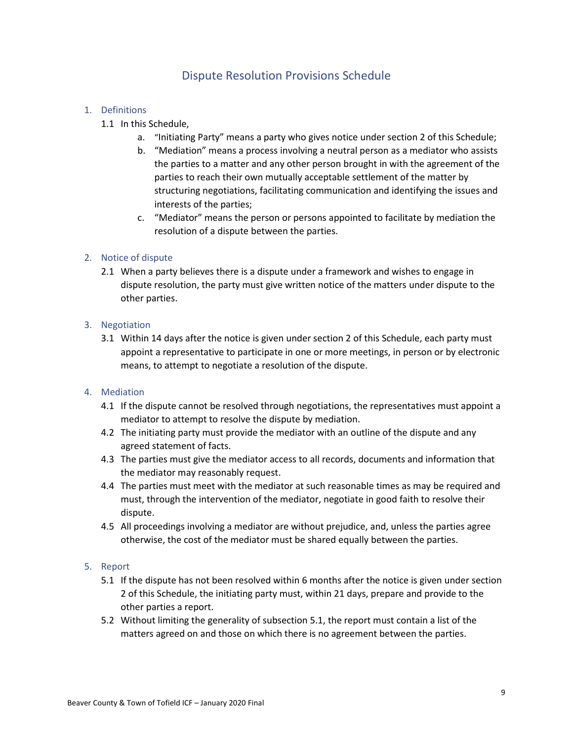# Dispute Resolution Provisions Schedule

## 1. Definitions

1.1 In this Schedule,

a. "Initiating Party" means a party who gives notice under section 2 of this Schedule;

b. "Mediation" means a process involving a neutral person as a mediator who assists the parties to a matter and any other person brought in with the agreement of the parties to reach their own mutually acceptable settlement of the matter by structuring negotiations, facilitating communication and identifying the issues and interests of the parties;

c. "Mediator" means the person or persons appointed to facilitate by mediation the resolution of a dispute between the parties.

## 2. Notice of dispute

2.1 When a party believes there is a dispute under a framework and wishes to engage in dispute resolution, the party must give written notice of the matters under dispute to the other parties.

## 3. Negotiation

3.1 Within 14 days after the notice is given under section 2 of this Schedule, each party must appoint a representative to participate in one or more meetings, in person or by electronic means, to attempt to negotiate a resolution of the dispute.

## 4. Mediation

4.1 If the dispute cannot be resolved through negotiations, the representatives must appoint a mediator to attempt to resolve the dispute by mediation.

4.2 The initiating party must provide the mediator with an outline of the dispute and any agreed statement of facts.

4.3 The parties must give the mediator access to all records, documents and information that the mediator may reasonably request.

4.4 The parties must meet with the mediator at such reasonable times as may be required and must, through the intervention of the mediator, negotiate in good faith to resolve their dispute.

4.5 All proceedings involving a mediator are without prejudice, and, unless the parties agree otherwise, the cost of the mediator must be shared equally between the parties.

## 5. Report

5.1 If the dispute has not been resolved within 6 months after the notice is given under section 2 of this Schedule, the initiating party must, within 21 days, prepare and provide to the other parties a report.

5.2 Without limiting the generality of subsection 5.1, the report must contain a list of the matters agreed on and those on which there is no agreement between the parties.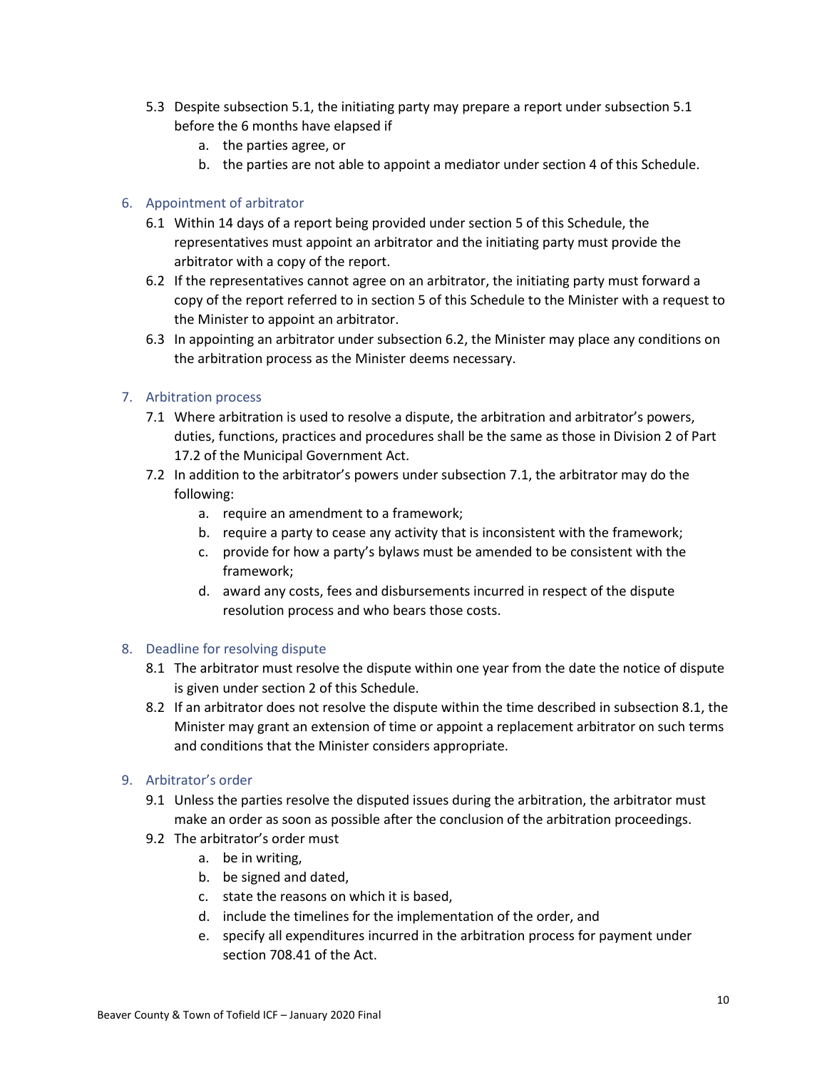5.3 Despite subsection 5.1, the initiating party may prepare a report under subsection 5.1 before the 6 months have elapsed if
   a. the parties agree, or
   b. the parties are not able to appoint a mediator under section 4 of this Schedule.

## 6. Appointment of arbitrator

6.1 Within 14 days of a report being provided under section 5 of this Schedule, the representatives must appoint an arbitrator and the initiating party must provide the arbitrator with a copy of the report.

6.2 If the representatives cannot agree on an arbitrator, the initiating party must forward a copy of the report referred to in section 5 of this Schedule to the Minister with a request to the Minister to appoint an arbitrator.

6.3 In appointing an arbitrator under subsection 6.2, the Minister may place any conditions on the arbitration process as the Minister deems necessary.

## 7. Arbitration process

7.1 Where arbitration is used to resolve a dispute, the arbitration and arbitrator's powers, duties, functions, practices and procedures shall be the same as those in Division 2 of Part 17.2 of the Municipal Government Act.

7.2 In addition to the arbitrator's powers under subsection 7.1, the arbitrator may do the following:
   a. require an amendment to a framework;
   b. require a party to cease any activity that is inconsistent with the framework;
   c. provide for how a party's bylaws must be amended to be consistent with the framework;
   d. award any costs, fees and disbursements incurred in respect of the dispute resolution process and who bears those costs.

## 8. Deadline for resolving dispute

8.1 The arbitrator must resolve the dispute within one year from the date the notice of dispute is given under section 2 of this Schedule.

8.2 If an arbitrator does not resolve the dispute within the time described in subsection 8.1, the Minister may grant an extension of time or appoint a replacement arbitrator on such terms and conditions that the Minister considers appropriate.

## 9. Arbitrator's order

9.1 Unless the parties resolve the disputed issues during the arbitration, the arbitrator must make an order as soon as possible after the conclusion of the arbitration proceedings.

9.2 The arbitrator's order must
   a. be in writing,
   b. be signed and dated,
   c. state the reasons on which it is based,
   d. include the timelines for the implementation of the order, and
   e. specify all expenditures incurred in the arbitration process for payment under section 708.41 of the Act.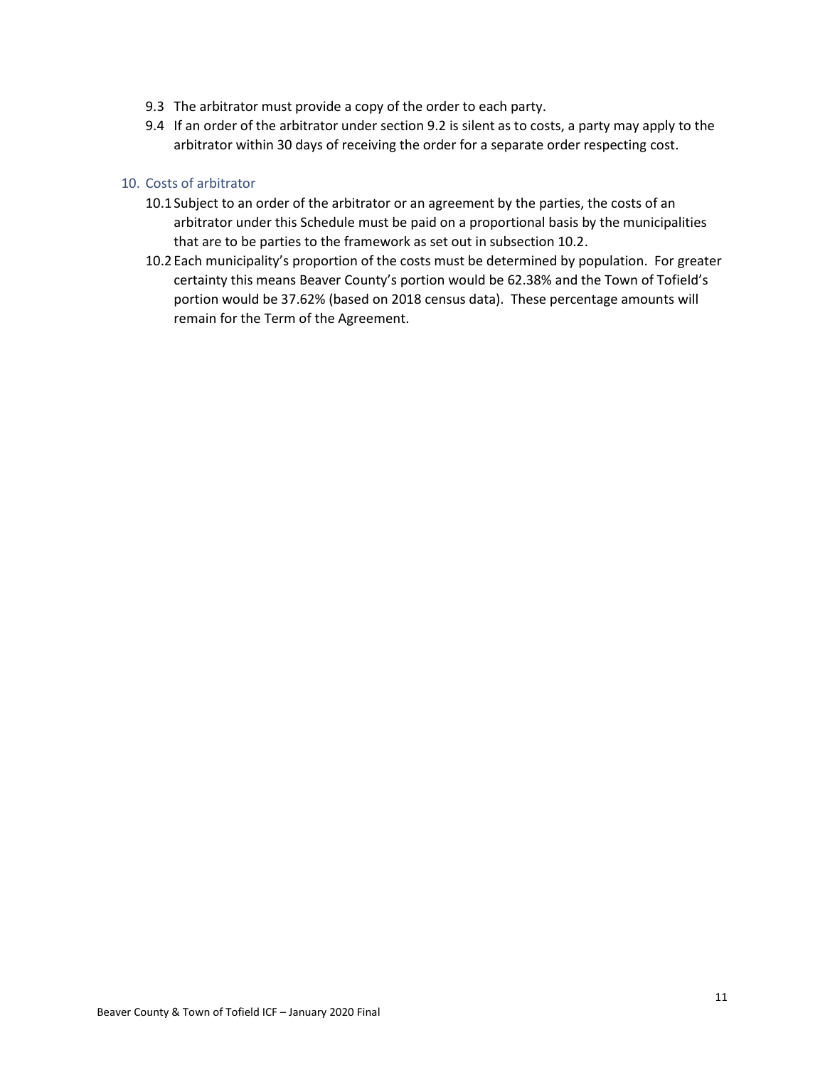9.3 The arbitrator must provide a copy of the order to each party.

9.4 If an order of the arbitrator under section 9.2 is silent as to costs, a party may apply to the arbitrator within 30 days of receiving the order for a separate order respecting cost.

## 10. Costs of arbitrator

10.1 Subject to an order of the arbitrator or an agreement by the parties, the costs of an arbitrator under this Schedule must be paid on a proportional basis by the municipalities that are to be parties to the framework as set out in subsection 10.2.

10.2 Each municipality's proportion of the costs must be determined by population. For greater certainty this means Beaver County's portion would be 62.38% and the Town of Tofield's portion would be 37.62% (based on 2018 census data). These percentage amounts will remain for the Term of the Agreement.